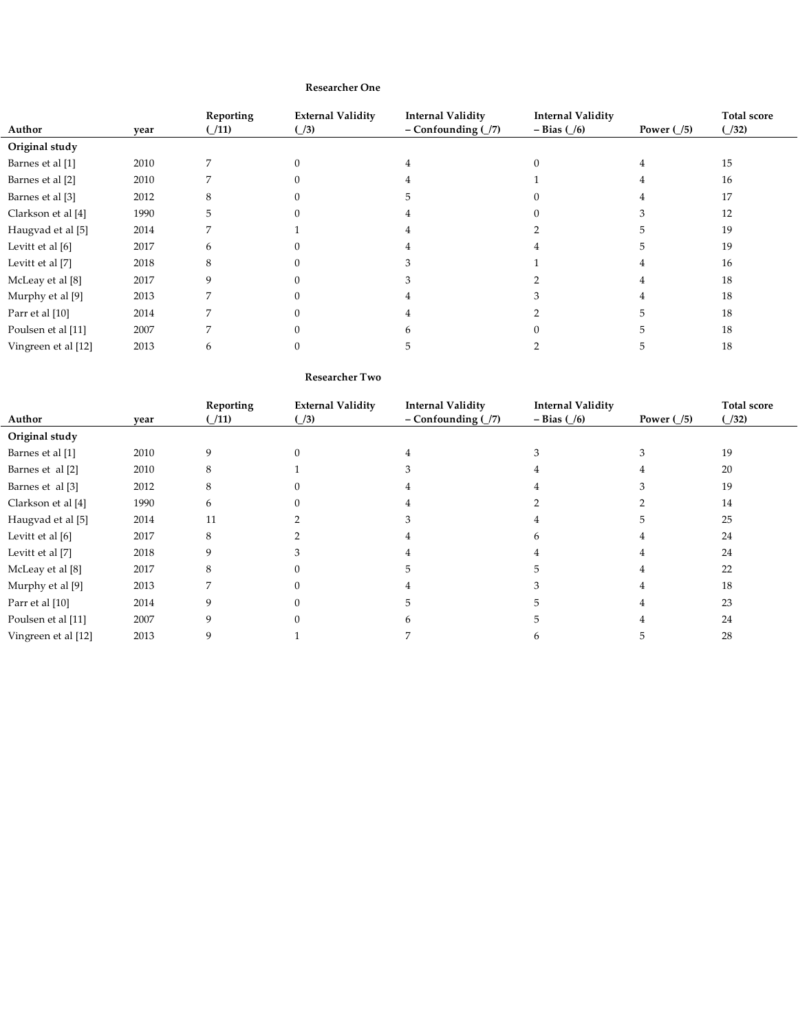**Researcher One**

| Author | year | Reporting (_/11) | External Validity (_/3) | Internal Validity – Confounding (_/7) | Internal Validity – Bias (_/6) | Power (_/5) | Total score (_/32) |
|---|---|---|---|---|---|---|---|
| **Original study** | | | | | | | |
| Barnes et al [1] | 2010 | 7 | 0 | 4 | 0 | 4 | 15 |
| Barnes et al [2] | 2010 | 7 | 0 | 4 | 1 | 4 | 16 |
| Barnes et al [3] | 2012 | 8 | 0 | 5 | 0 | 4 | 17 |
| Clarkson et al [4] | 1990 | 5 | 0 | 4 | 0 | 3 | 12 |
| Haugvad et al [5] | 2014 | 7 | 1 | 4 | 2 | 5 | 19 |
| Levitt et al [6] | 2017 | 6 | 0 | 4 | 4 | 5 | 19 |
| Levitt et al [7] | 2018 | 8 | 0 | 3 | 1 | 4 | 16 |
| McLeay et al [8] | 2017 | 9 | 0 | 3 | 2 | 4 | 18 |
| Murphy et al [9] | 2013 | 7 | 0 | 4 | 3 | 4 | 18 |
| Parr et al [10] | 2014 | 7 | 0 | 4 | 2 | 5 | 18 |
| Poulsen et al [11] | 2007 | 7 | 0 | 6 | 0 | 5 | 18 |
| Vingreen et al [12] | 2013 | 6 | 0 | 5 | 2 | 5 | 18 |

**Researcher Two**

| Author | year | Reporting (_/11) | External Validity (_/3) | Internal Validity – Confounding (_/7) | Internal Validity – Bias (_/6) | Power (_/5) | Total score (_/32) |
|---|---|---|---|---|---|---|---|
| **Original study** | | | | | | | |
| Barnes et al [1] | 2010 | 9 | 0 | 4 | 3 | 3 | 19 |
| Barnes et al [2] | 2010 | 8 | 1 | 3 | 4 | 4 | 20 |
| Barnes et al [3] | 2012 | 8 | 0 | 4 | 4 | 3 | 19 |
| Clarkson et al [4] | 1990 | 6 | 0 | 4 | 2 | 2 | 14 |
| Haugvad et al [5] | 2014 | 11 | 2 | 3 | 4 | 5 | 25 |
| Levitt et al [6] | 2017 | 8 | 2 | 4 | 6 | 4 | 24 |
| Levitt et al [7] | 2018 | 9 | 3 | 4 | 4 | 4 | 24 |
| McLeay et al [8] | 2017 | 8 | 0 | 5 | 5 | 4 | 22 |
| Murphy et al [9] | 2013 | 7 | 0 | 4 | 3 | 4 | 18 |
| Parr et al [10] | 2014 | 9 | 0 | 5 | 5 | 4 | 23 |
| Poulsen et al [11] | 2007 | 9 | 0 | 6 | 5 | 4 | 24 |
| Vingreen et al [12] | 2013 | 9 | 1 | 7 | 6 | 5 | 28 |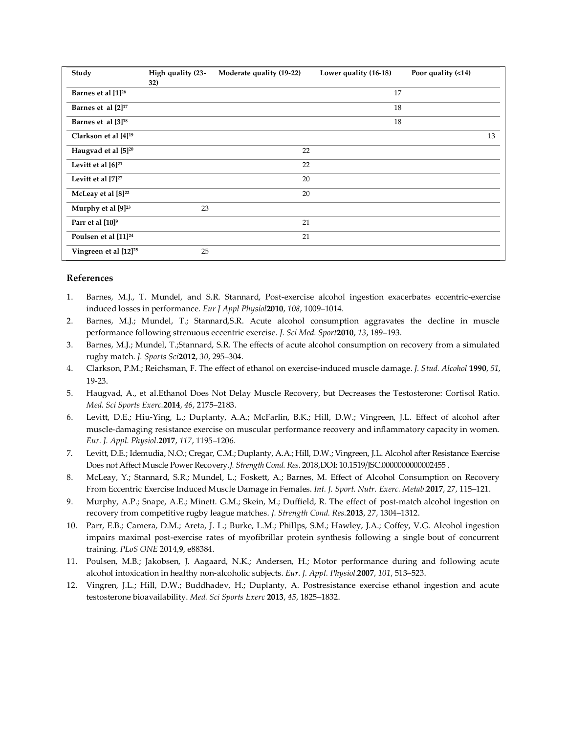| Study | High quality (23-32) | Moderate quality (19-22) | Lower quality (16-18) | Poor quality (<14) |
|---|---|---|---|---|
| **Barnes et al [1][26]** | | | 17 | |
| **Barnes et al [2][17]** | | | 18 | |
| **Barnes et al [3][18]** | | | 18 | |
| **Clarkson et al [4][19]** | | | | 13 |
| **Haugvad et al [5][20]** | | 22 | | |
| **Levitt et al [6][21]** | | 22 | | |
| **Levitt et al [7][27]** | | 20 | | |
| **McLeay et al [8][22]** | | 20 | | |
| **Murphy et al [9][23]** | 23 | | | |
| **Parr et al [10][9]** | | 21 | | |
| **Poulsen et al [11][24]** | | 21 | | |
| **Vingreen et al [12][25]** | 25 | | | |

## References

1. Barnes, M.J., T. Mundel, and S.R. Stannard, Post-exercise alcohol ingestion exacerbates eccentric-exercise induced losses in performance. *Eur J Appl Physiol* **2010**, *108*, 1009–1014.
2. Barnes, M.J.; Mundel, T.; Stannard,S.R. Acute alcohol consumption aggravates the decline in muscle performance following strenuous eccentric exercise. *J. Sci Med. Sport* **2010**, *13*, 189–193.
3. Barnes, M.J.; Mundel, T.;Stannard, S.R. The effects of acute alcohol consumption on recovery from a simulated rugby match. *J. Sports Sci* **2012**, *30*, 295–304.
4. Clarkson, P.M.; Reichsman, F. The effect of ethanol on exercise-induced muscle damage. *J. Stud. Alcohol* **1990**, *51*, 19-23.
5. Haugvad, A., et al.Ethanol Does Not Delay Muscle Recovery, but Decreases the Testosterone: Cortisol Ratio. *Med. Sci Sports Exerc.* **2014**, *46*, 2175–2183.
6. Levitt, D.E.; Hiu-Ying, L.; Duplanty, A.A.; McFarlin, B.K.; Hill, D.W.; Vingreen, J.L. Effect of alcohol after muscle-damaging resistance exercise on muscular performance recovery and inflammatory capacity in women. *Eur. J. Appl. Physiol.* **2017**, *117*, 1195–1206.
7. Levitt, D.E.; Idemudia, N.O.; Cregar, C.M.; Duplanty, A.A.; Hill, D.W.; Vingreen, J.L. Alcohol after Resistance Exercise Does not Affect Muscle Power Recovery.*J. Strength Cond. Res.* 2018,DOI: 10.1519/JSC.0000000000002455 .
8. McLeay, Y.; Stannard, S.R.; Mundel, L.; Foskett, A.; Barnes, M. Effect of Alcohol Consumption on Recovery From Eccentric Exercise Induced Muscle Damage in Females. *Int. J. Sport. Nutr. Exerc. Metab.* **2017**, *27*, 115–121.
9. Murphy, A.P.; Snape, A.E.; Minett. G.M.; Skein, M.; Duffield, R. The effect of post-match alcohol ingestion on recovery from competitive rugby league matches. *J. Strength Cond. Res.* **2013**, *27*, 1304–1312.
10. Parr, E.B.; Camera, D.M.; Areta, J. L.; Burke, L.M.; Phillps, S.M.; Hawley, J.A.; Coffey, V.G. Alcohol ingestion impairs maximal post-exercise rates of myofibrillar protein synthesis following a single bout of concurrent training. *PLoS ONE* 2014,**9**, e88384.
11. Poulsen, M.B.; Jakobsen, J. Aagaard, N.K.; Andersen, H.; Motor performance during and following acute alcohol intoxication in healthy non-alcoholic subjects. *Eur. J. Appl. Physiol.* **2007**, *101*, 513–523.
12. Vingren, J.L.; Hill, D.W.; Buddhadev, H.; Duplanty, A. Postresistance exercise ethanol ingestion and acute testosterone bioavailability. *Med. Sci Sports Exerc* **2013**, *45*, 1825–1832.